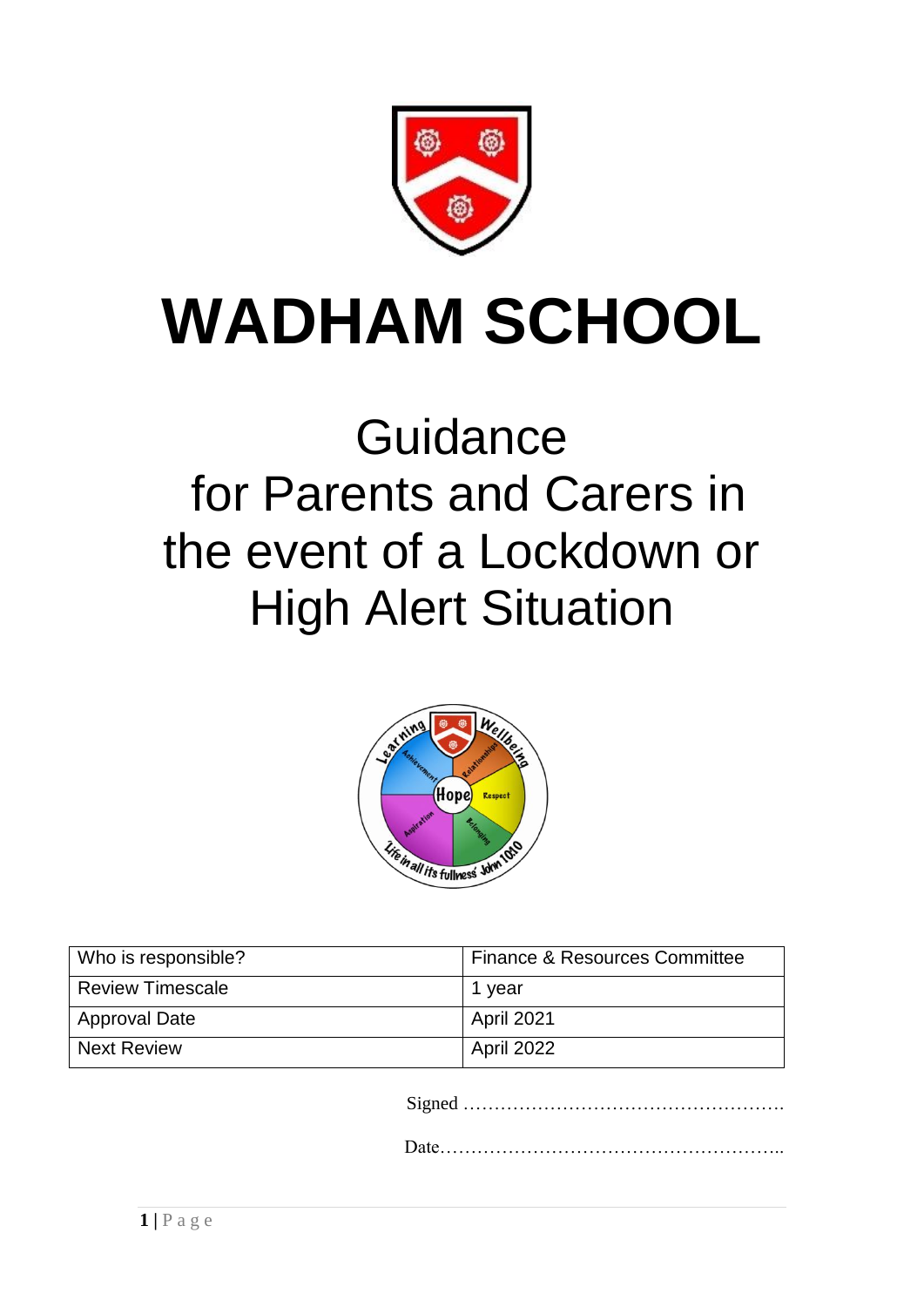# WADHAM SCHOOL

## Guidance for Parents and Carers in the event of a Lockdown or High Alert Situation

| Who is responsible? | Finance & Resources Committee |
|---|---|
| Review Timescale | 1 year |
| Approval Date | April 2021 |
| Next Review | April 2022 |

Signed …………………………………………….

Date………………………………………………..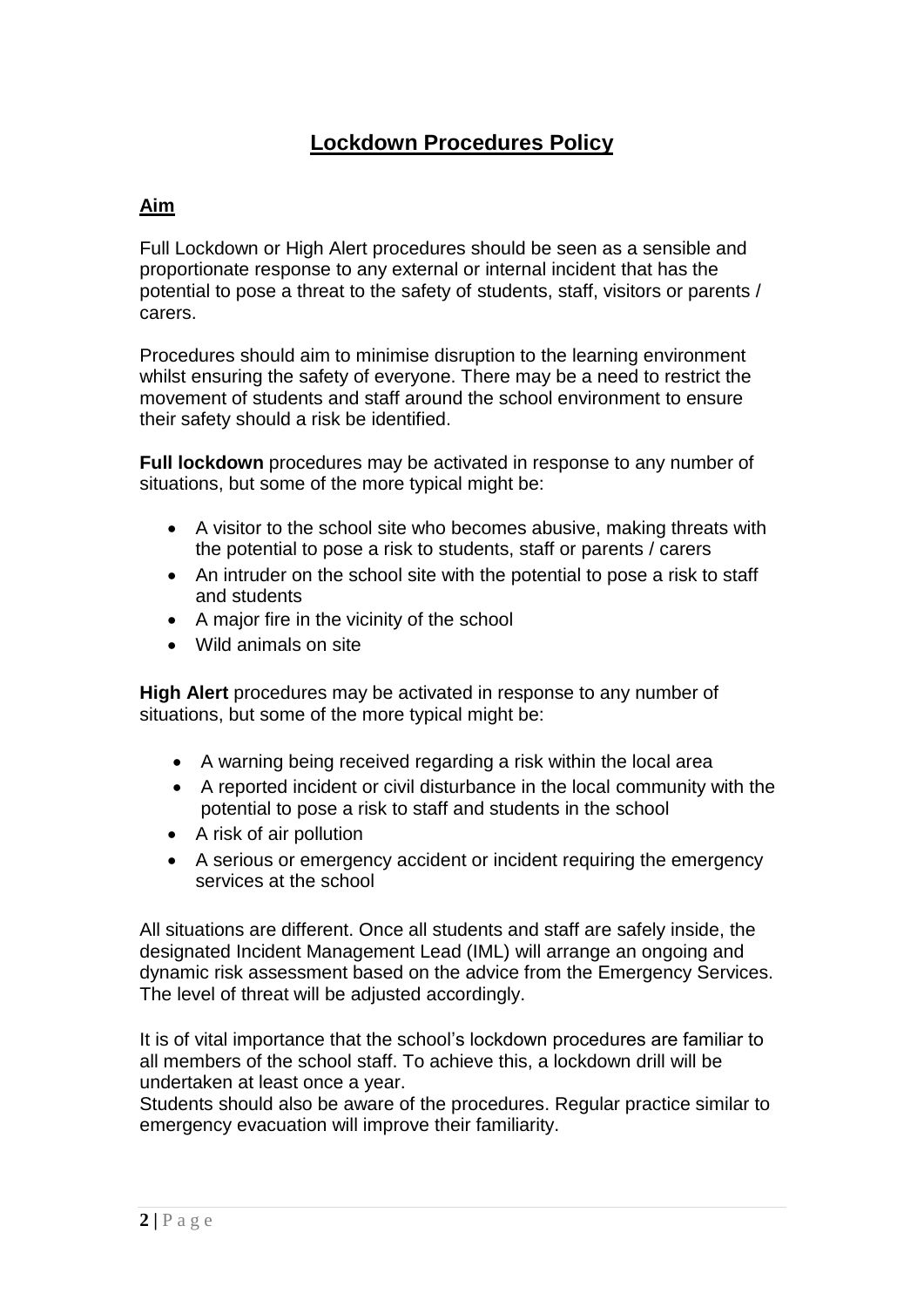# Lockdown Procedures Policy

## Aim

Full Lockdown or High Alert procedures should be seen as a sensible and proportionate response to any external or internal incident that has the potential to pose a threat to the safety of students, staff, visitors or parents / carers.

Procedures should aim to minimise disruption to the learning environment whilst ensuring the safety of everyone. There may be a need to restrict the movement of students and staff around the school environment to ensure their safety should a risk be identified.

**Full lockdown** procedures may be activated in response to any number of situations, but some of the more typical might be:

- A visitor to the school site who becomes abusive, making threats with the potential to pose a risk to students, staff or parents / carers
- An intruder on the school site with the potential to pose a risk to staff and students
- A major fire in the vicinity of the school
- Wild animals on site

**High Alert** procedures may be activated in response to any number of situations, but some of the more typical might be:

- A warning being received regarding a risk within the local area
- A reported incident or civil disturbance in the local community with the potential to pose a risk to staff and students in the school
- A risk of air pollution
- A serious or emergency accident or incident requiring the emergency services at the school

All situations are different. Once all students and staff are safely inside, the designated Incident Management Lead (IML) will arrange an ongoing and dynamic risk assessment based on the advice from the Emergency Services. The level of threat will be adjusted accordingly.

It is of vital importance that the school's lockdown procedures are familiar to all members of the school staff. To achieve this, a lockdown drill will be undertaken at least once a year.
Students should also be aware of the procedures. Regular practice similar to emergency evacuation will improve their familiarity.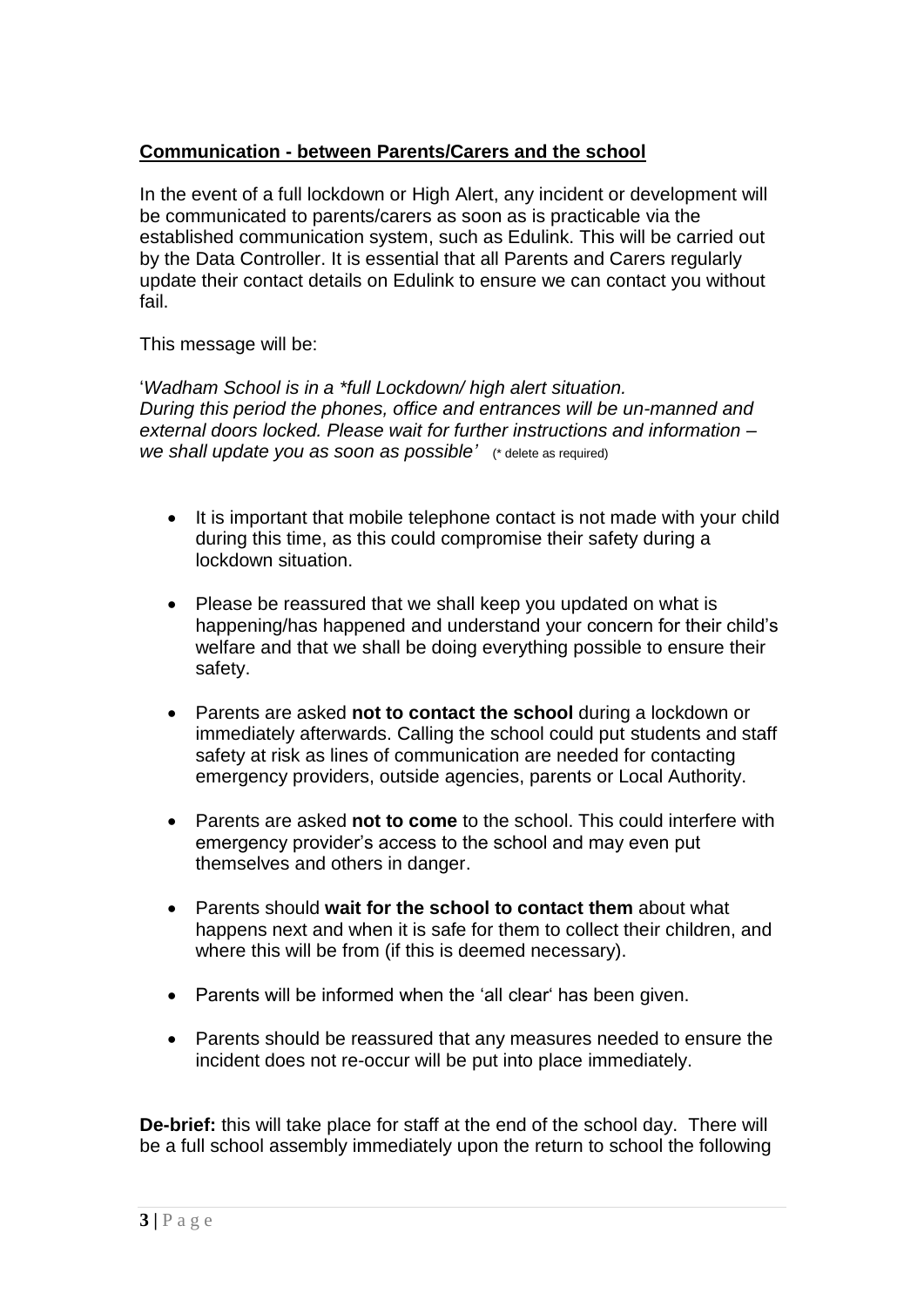**Communication - between Parents/Carers and the school**

In the event of a full lockdown or High Alert, any incident or development will be communicated to parents/carers as soon as is practicable via the established communication system, such as Edulink. This will be carried out by the Data Controller. It is essential that all Parents and Carers regularly update their contact details on Edulink to ensure we can contact you without fail.

This message will be:

'*Wadham School is in a *full Lockdown/ high alert situation. During this period the phones, office and entrances will be un-manned and external doors locked. Please wait for further instructions and information – we shall update you as soon as possible'* (* delete as required)

- It is important that mobile telephone contact is not made with your child during this time, as this could compromise their safety during a lockdown situation.
- Please be reassured that we shall keep you updated on what is happening/has happened and understand your concern for their child's welfare and that we shall be doing everything possible to ensure their safety.
- Parents are asked **not to contact the school** during a lockdown or immediately afterwards. Calling the school could put students and staff safety at risk as lines of communication are needed for contacting emergency providers, outside agencies, parents or Local Authority.
- Parents are asked **not to come** to the school. This could interfere with emergency provider's access to the school and may even put themselves and others in danger.
- Parents should **wait for the school to contact them** about what happens next and when it is safe for them to collect their children, and where this will be from (if this is deemed necessary).
- Parents will be informed when the 'all clear' has been given.
- Parents should be reassured that any measures needed to ensure the incident does not re-occur will be put into place immediately.

**De-brief:** this will take place for staff at the end of the school day. There will be a full school assembly immediately upon the return to school the following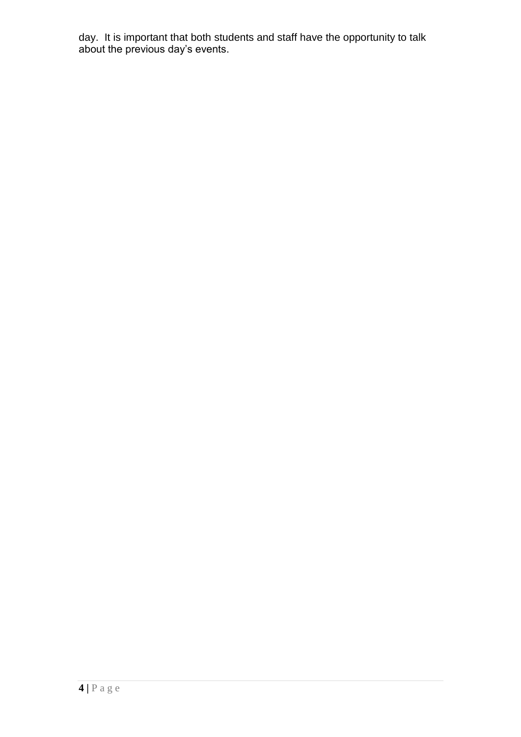day. It is important that both students and staff have the opportunity to talk about the previous day's events.